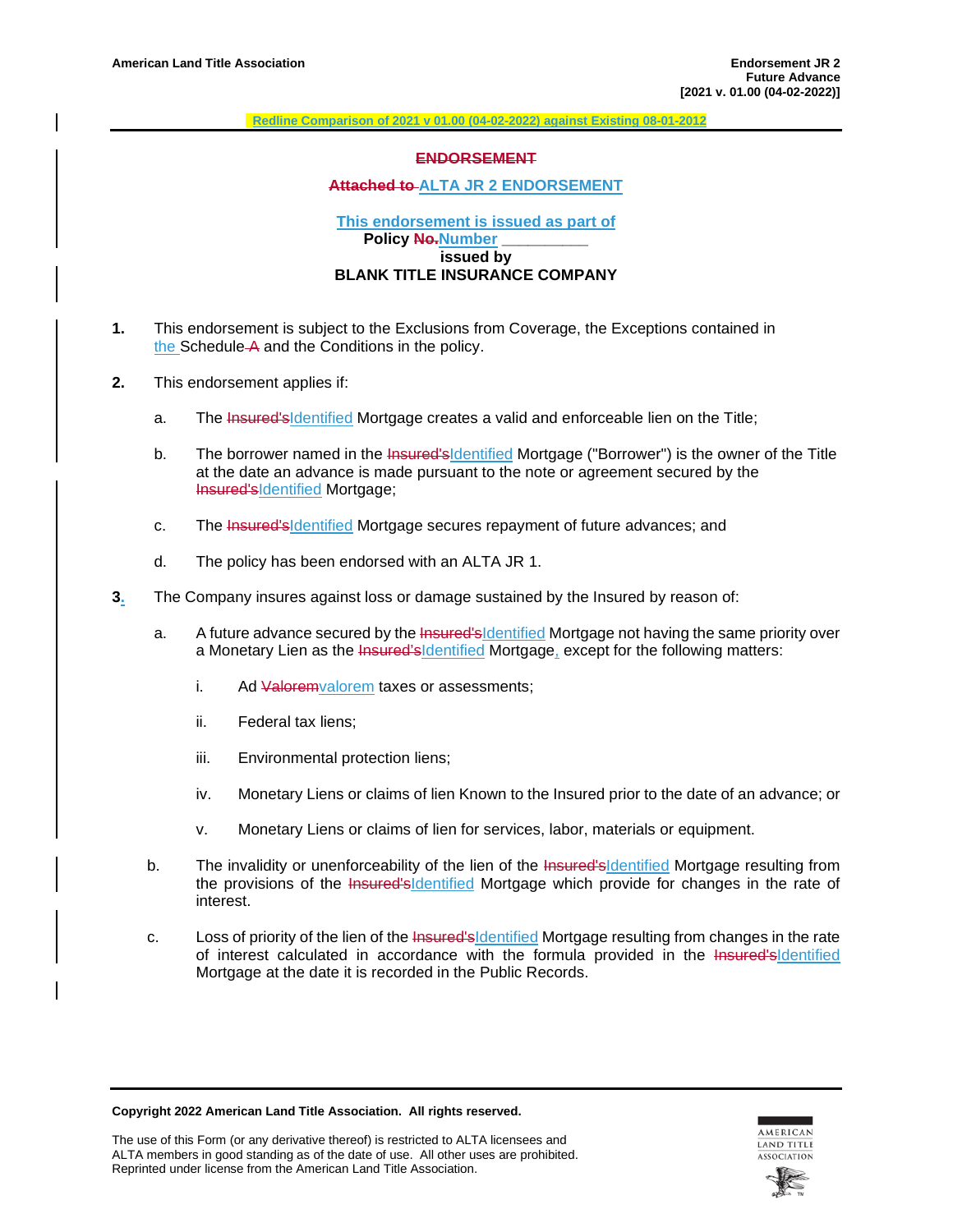Redline Comparison of 2021 v 01.00 (04-02-2022) against Existing 08-01-2012

**~~ENDORSEMENT~~**

**~~Attached to~~ ALTA JR 2 ENDORSEMENT**

**This endorsement is issued as part of**
**Policy ~~No.~~Number __________**
**issued by**
**BLANK TITLE INSURANCE COMPANY**

**1.** This endorsement is subject to the Exclusions from Coverage, the Exceptions contained in the Schedule ~~A~~ and the Conditions in the policy.

**2.** This endorsement applies if:

a. The ~~Insured's~~Identified Mortgage creates a valid and enforceable lien on the Title;

b. The borrower named in the ~~Insured's~~Identified Mortgage ("Borrower") is the owner of the Title at the date an advance is made pursuant to the note or agreement secured by the ~~Insured's~~Identified Mortgage;

c. The ~~Insured's~~Identified Mortgage secures repayment of future advances; and

d. The policy has been endorsed with an ALTA JR 1.

**3.** The Company insures against loss or damage sustained by the Insured by reason of:

a. A future advance secured by the ~~Insured's~~Identified Mortgage not having the same priority over a Monetary Lien as the ~~Insured's~~Identified Mortgage, except for the following matters:

i. Ad ~~Valorem~~valorem taxes or assessments;

ii. Federal tax liens;

iii. Environmental protection liens;

iv. Monetary Liens or claims of lien Known to the Insured prior to the date of an advance; or

v. Monetary Liens or claims of lien for services, labor, materials or equipment.

b. The invalidity or unenforceability of the lien of the ~~Insured's~~Identified Mortgage resulting from the provisions of the ~~Insured's~~Identified Mortgage which provide for changes in the rate of interest.

c. Loss of priority of the lien of the ~~Insured's~~Identified Mortgage resulting from changes in the rate of interest calculated in accordance with the formula provided in the ~~Insured's~~Identified Mortgage at the date it is recorded in the Public Records.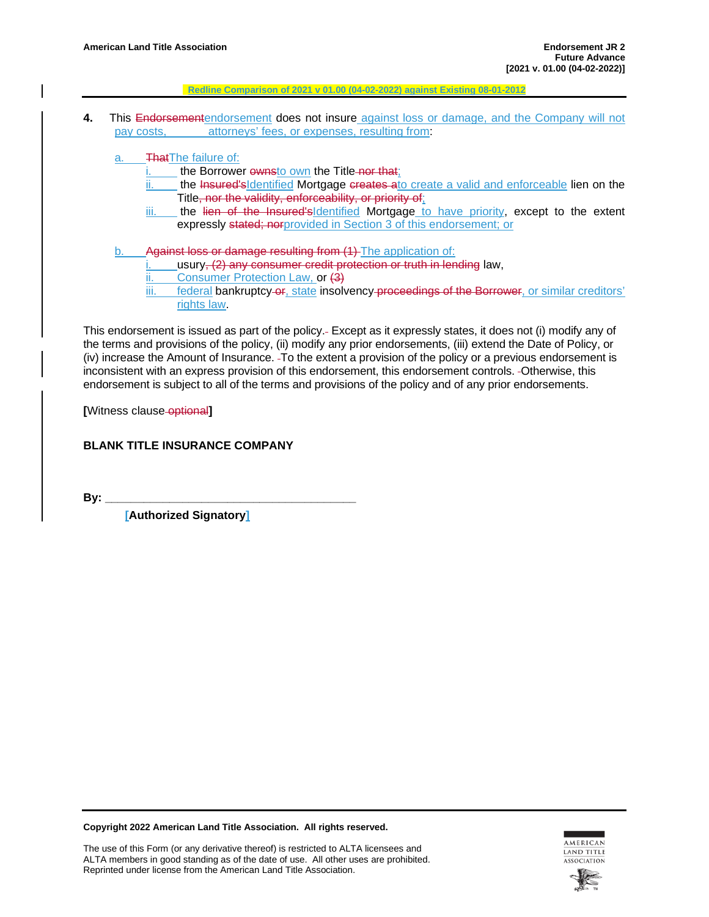4. This ~~Endorsement~~endorsement does not insure against loss or damage, and the Company will not pay costs, attorneys' fees, or expenses, resulting from:

   a. ~~That~~The failure of:
      i. the Borrower ~~owns~~to own the Title ~~nor that~~;
      ii. the ~~Insured's~~Identified Mortgage ~~creates a~~to create a valid and enforceable lien on the Title~~, nor the validity, enforceability, or priority of~~;
      iii. the ~~lien of the Insured's~~Identified Mortgage to have priority, except to the extent expressly ~~stated; nor~~provided in Section 3 of this endorsement; or

   b. ~~Against loss or damage resulting from (1)~~ The application of:
      i. usury~~, (2) any consumer credit protection or truth in lending~~ law,
      ii. Consumer Protection Law, or ~~(3)~~
      iii. federal bankruptcy ~~or~~, state insolvency ~~proceedings of the Borrower~~, or similar creditors' rights law.

This endorsement is issued as part of the policy. Except as it expressly states, it does not (i) modify any of the terms and provisions of the policy, (ii) modify any prior endorsements, (iii) extend the Date of Policy, or (iv) increase the Amount of Insurance. To the extent a provision of the policy or a previous endorsement is inconsistent with an express provision of this endorsement, this endorsement controls. Otherwise, this endorsement is subject to all of the terms and provisions of the policy and of any prior endorsements.

**[**Witness clause ~~optional~~**]**

**BLANK TITLE INSURANCE COMPANY**

**By:** ______________________________________

**[Authorized Signatory]**